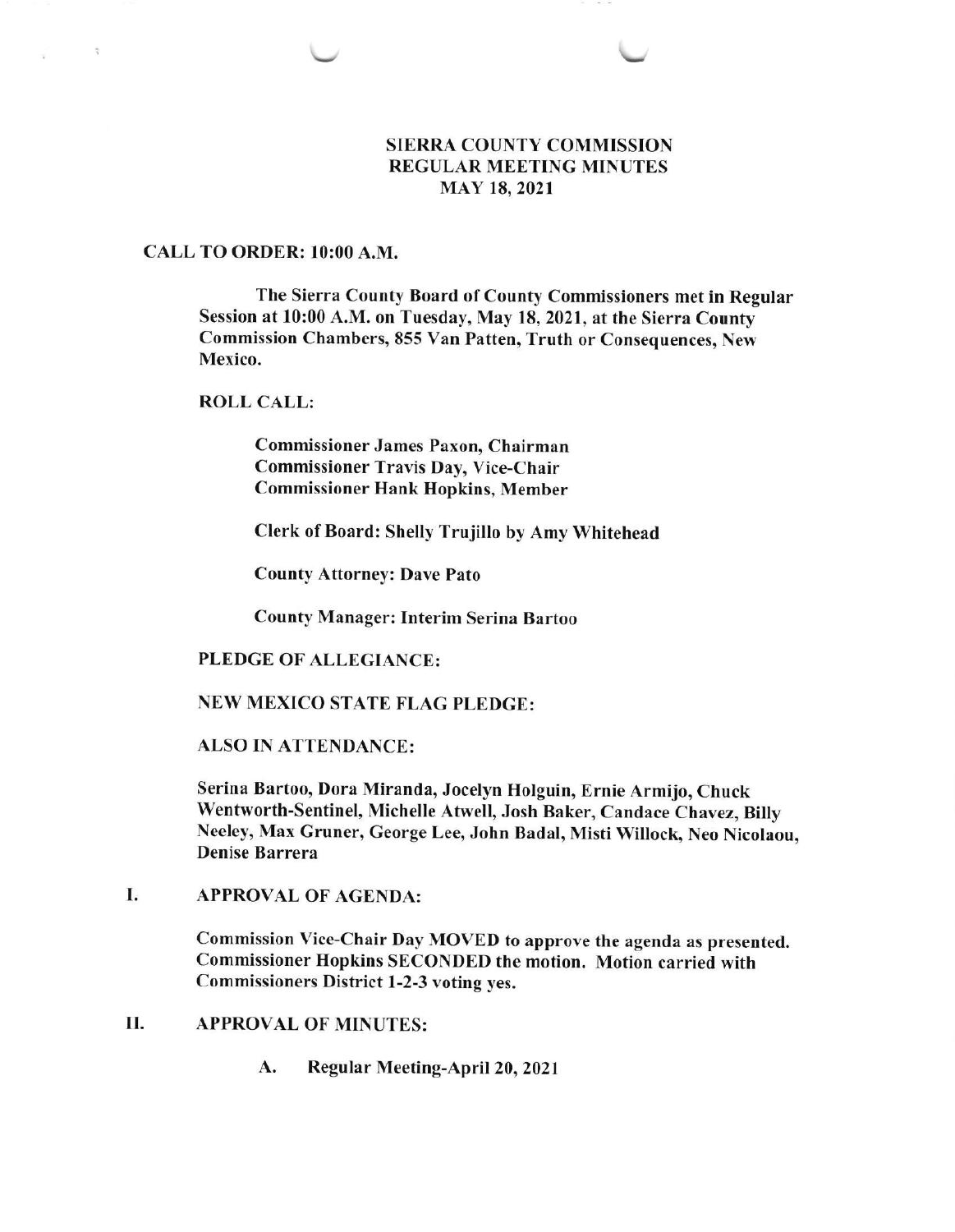# SIERRA COUNTY COMMISSION
## REGULAR MEETING MINUTES
## MAY 18, 2021

**CALL TO ORDER: 10:00 A.M.**

**The Sierra County Board of County Commissioners met in Regular Session at 10:00 A.M. on Tuesday, May 18, 2021, at the Sierra County Commission Chambers, 855 Van Patten, Truth or Consequences, New Mexico.**

**ROLL CALL:**

**Commissioner James Paxon, Chairman**
**Commissioner Travis Day, Vice-Chair**
**Commissioner Hank Hopkins, Member**

**Clerk of Board: Shelly Trujillo by Amy Whitehead**

**County Attorney: Dave Pato**

**County Manager: Interim Serina Bartoo**

**PLEDGE OF ALLEGIANCE:**

**NEW MEXICO STATE FLAG PLEDGE:**

**ALSO IN ATTENDANCE:**

**Serina Bartoo, Dora Miranda, Jocelyn Holguin, Ernie Armijo, Chuck Wentworth-Sentinel, Michelle Atwell, Josh Baker, Candace Chavez, Billy Neeley, Max Gruner, George Lee, John Badal, Misti Willock, Neo Nicolaou, Denise Barrera**

**I. APPROVAL OF AGENDA:**

**Commission Vice-Chair Day MOVED to approve the agenda as presented. Commissioner Hopkins SECONDED the motion. Motion carried with Commissioners District 1-2-3 voting yes.**

**II. APPROVAL OF MINUTES:**

**A. Regular Meeting-April 20, 2021**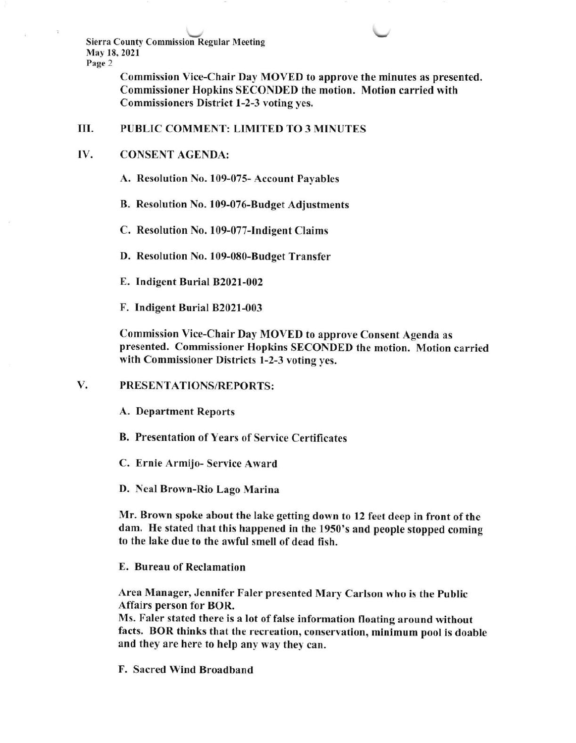Commission Vice-Chair Day MOVED to approve the minutes as presented. Commissioner Hopkins SECONDED the motion. Motion carried with Commissioners District 1-2-3 voting yes.

## III. PUBLIC COMMENT: LIMITED TO 3 MINUTES

## IV. CONSENT AGENDA:

A. Resolution No. 109-075- Account Payables

B. Resolution No. 109-076-Budget Adjustments

C. Resolution No. 109-077-Indigent Claims

D. Resolution No. 109-080-Budget Transfer

E. Indigent Burial B2021-002

F. Indigent Burial B2021-003

Commission Vice-Chair Day MOVED to approve Consent Agenda as presented. Commissioner Hopkins SECONDED the motion. Motion carried with Commissioner Districts 1-2-3 voting yes.

## V. PRESENTATIONS/REPORTS:

A. Department Reports

B. Presentation of Years of Service Certificates

C. Ernie Armijo- Service Award

D. Neal Brown-Rio Lago Marina

Mr. Brown spoke about the lake getting down to 12 feet deep in front of the dam. He stated that this happened in the 1950's and people stopped coming to the lake due to the awful smell of dead fish.

E. Bureau of Reclamation

Area Manager, Jennifer Faler presented Mary Carlson who is the Public Affairs person for BOR.

Ms. Faler stated there is a lot of false information floating around without facts. BOR thinks that the recreation, conservation, minimum pool is doable and they are here to help any way they can.

F. Sacred Wind Broadband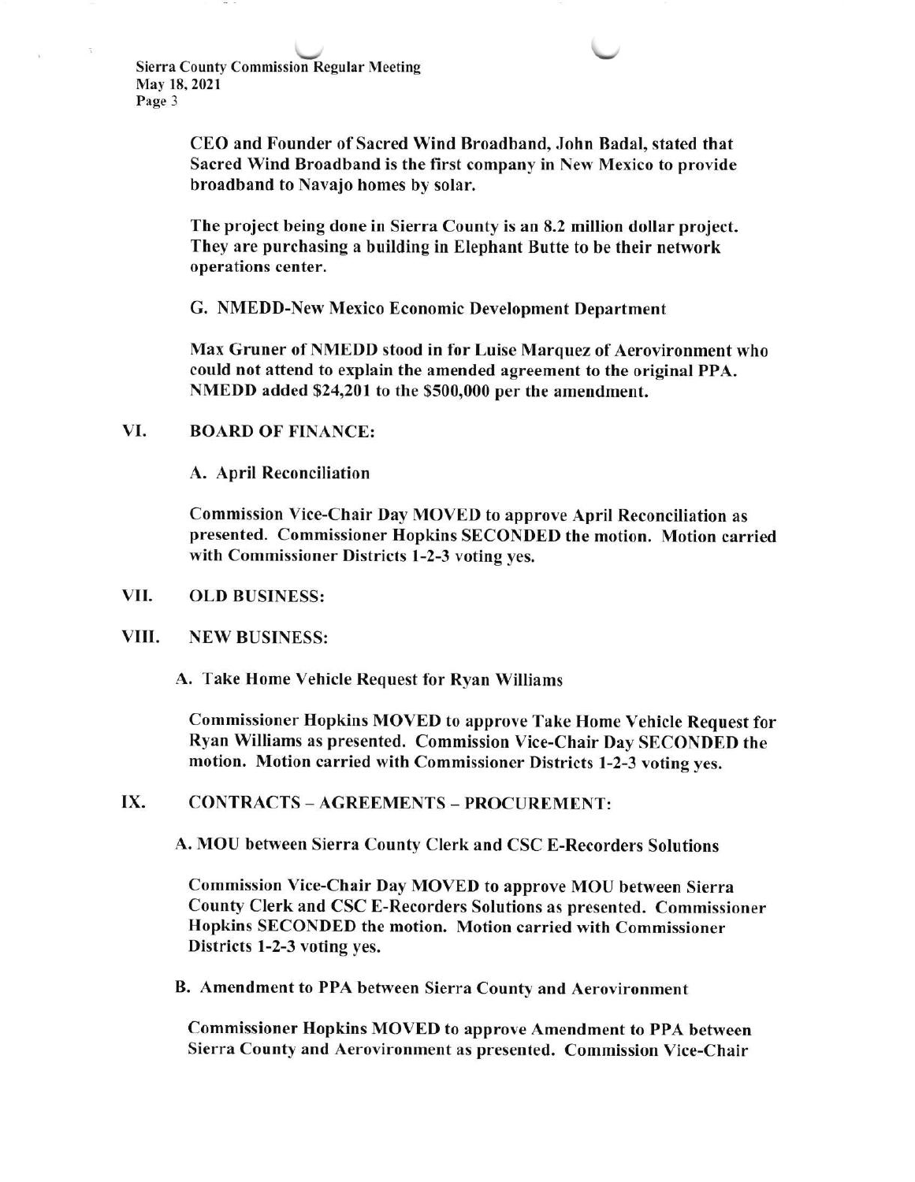CEO and Founder of Sacred Wind Broadband, John Badal, stated that Sacred Wind Broadband is the first company in New Mexico to provide broadband to Navajo homes by solar.

The project being done in Sierra County is an 8.2 million dollar project. They are purchasing a building in Elephant Butte to be their network operations center.

G. NMEDD-New Mexico Economic Development Department

Max Gruner of NMEDD stood in for Luise Marquez of Aerovironment who could not attend to explain the amended agreement to the original PPA. NMEDD added $24,201 to the $500,000 per the amendment.

## VI. BOARD OF FINANCE:

A. April Reconciliation

Commission Vice-Chair Day MOVED to approve April Reconciliation as presented. Commissioner Hopkins SECONDED the motion. Motion carried with Commissioner Districts 1-2-3 voting yes.

## VII. OLD BUSINESS:

## VIII. NEW BUSINESS:

A. Take Home Vehicle Request for Ryan Williams

Commissioner Hopkins MOVED to approve Take Home Vehicle Request for Ryan Williams as presented. Commission Vice-Chair Day SECONDED the motion. Motion carried with Commissioner Districts 1-2-3 voting yes.

## IX. CONTRACTS – AGREEMENTS – PROCUREMENT:

A. MOU between Sierra County Clerk and CSC E-Recorders Solutions

Commission Vice-Chair Day MOVED to approve MOU between Sierra County Clerk and CSC E-Recorders Solutions as presented. Commissioner Hopkins SECONDED the motion. Motion carried with Commissioner Districts 1-2-3 voting yes.

B. Amendment to PPA between Sierra County and Aerovironment

Commissioner Hopkins MOVED to approve Amendment to PPA between Sierra County and Aerovironment as presented. Commission Vice-Chair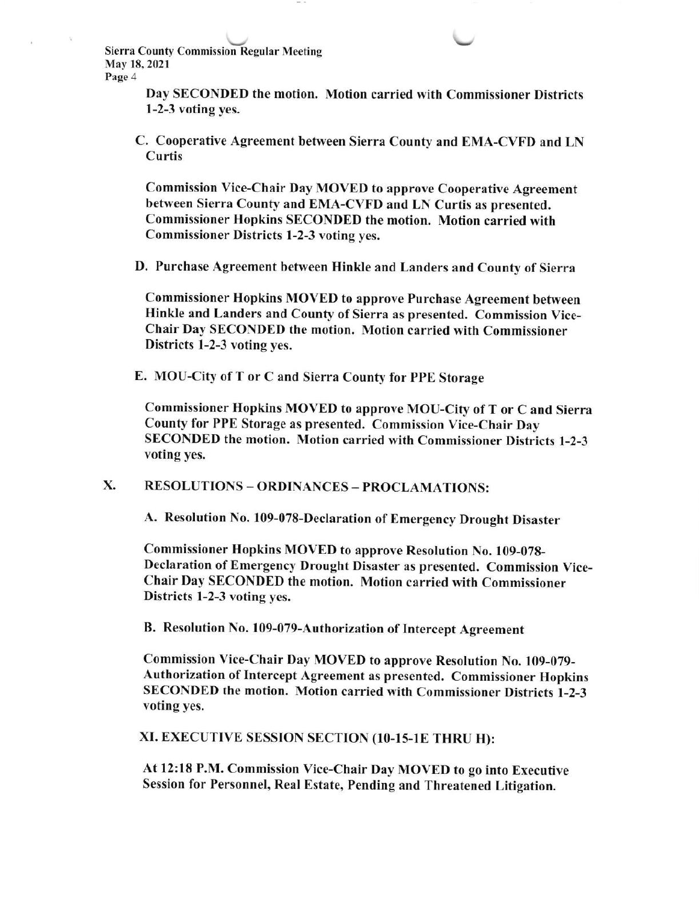**Day SECONDED the motion. Motion carried with Commissioner Districts 1-2-3 voting yes.**

**C. Cooperative Agreement between Sierra County and EMA-CVFD and LN Curtis**

**Commission Vice-Chair Day MOVED to approve Cooperative Agreement between Sierra County and EMA-CVFD and LN Curtis as presented. Commissioner Hopkins SECONDED the motion. Motion carried with Commissioner Districts 1-2-3 voting yes.**

**D. Purchase Agreement between Hinkle and Landers and County of Sierra**

**Commissioner Hopkins MOVED to approve Purchase Agreement between Hinkle and Landers and County of Sierra as presented. Commission Vice-Chair Day SECONDED the motion. Motion carried with Commissioner Districts 1-2-3 voting yes.**

**E. MOU-City of T or C and Sierra County for PPE Storage**

**Commissioner Hopkins MOVED to approve MOU-City of T or C and Sierra County for PPE Storage as presented. Commission Vice-Chair Day SECONDED the motion. Motion carried with Commissioner Districts 1-2-3 voting yes.**

## X. RESOLUTIONS – ORDINANCES – PROCLAMATIONS:

**A. Resolution No. 109-078-Declaration of Emergency Drought Disaster**

**Commissioner Hopkins MOVED to approve Resolution No. 109-078-Declaration of Emergency Drought Disaster as presented. Commission Vice-Chair Day SECONDED the motion. Motion carried with Commissioner Districts 1-2-3 voting yes.**

**B. Resolution No. 109-079-Authorization of Intercept Agreement**

**Commission Vice-Chair Day MOVED to approve Resolution No. 109-079-Authorization of Intercept Agreement as presented. Commissioner Hopkins SECONDED the motion. Motion carried with Commissioner Districts 1-2-3 voting yes.**

## XI. EXECUTIVE SESSION SECTION (10-15-1E THRU H):

**At 12:18 P.M. Commission Vice-Chair Day MOVED to go into Executive Session for Personnel, Real Estate, Pending and Threatened Litigation.**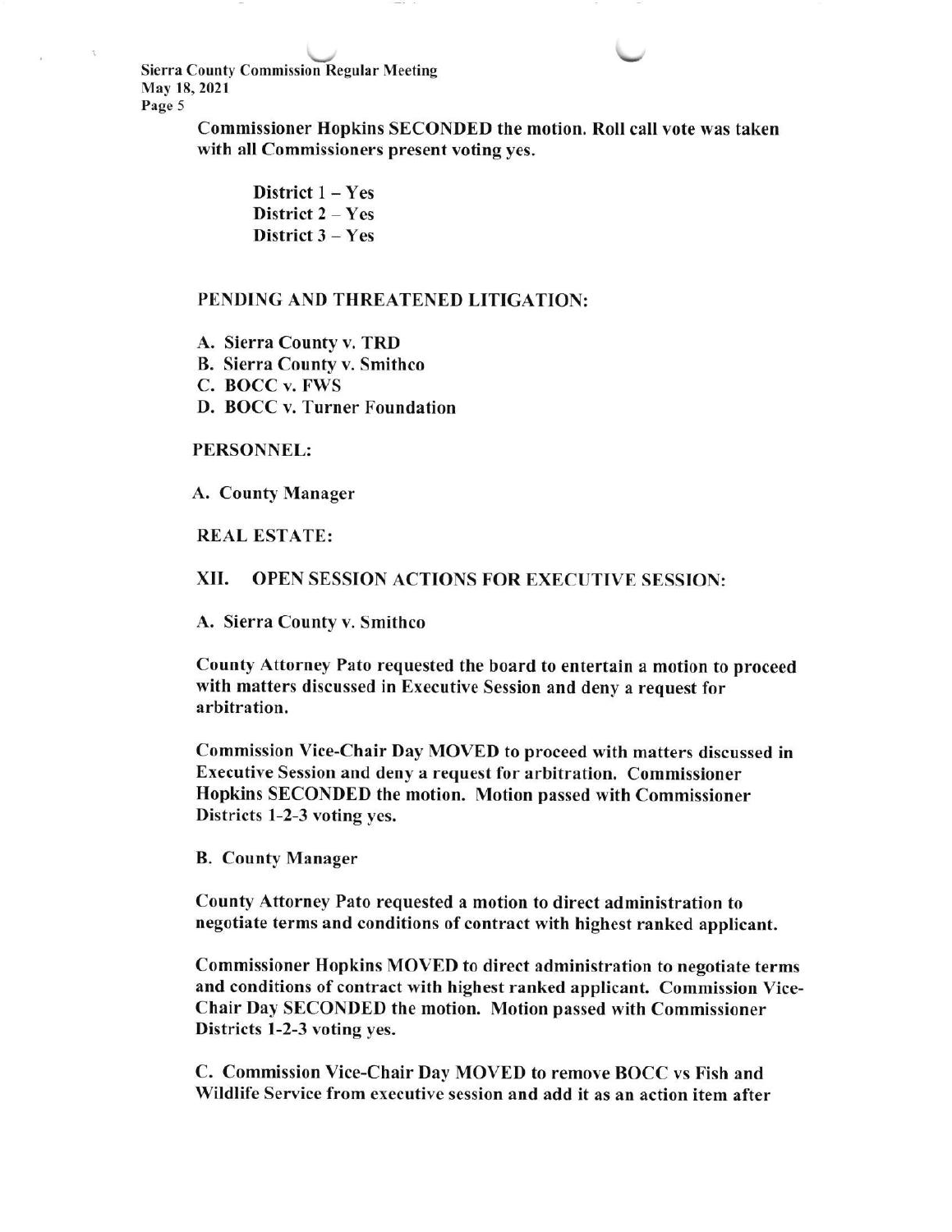**Commissioner Hopkins SECONDED the motion. Roll call vote was taken with all Commissioners present voting yes.**

**District 1 – Yes**
**District 2 – Yes**
**District 3 – Yes**

**PENDING AND THREATENED LITIGATION:**

**A. Sierra County v. TRD**
**B. Sierra County v. Smithco**
**C. BOCC v. FWS**
**D. BOCC v. Turner Foundation**

**PERSONNEL:**

**A. County Manager**

**REAL ESTATE:**

## XII. OPEN SESSION ACTIONS FOR EXECUTIVE SESSION:

**A. Sierra County v. Smithco**

**County Attorney Pato requested the board to entertain a motion to proceed with matters discussed in Executive Session and deny a request for arbitration.**

**Commission Vice-Chair Day MOVED to proceed with matters discussed in Executive Session and deny a request for arbitration. Commissioner Hopkins SECONDED the motion. Motion passed with Commissioner Districts 1-2-3 voting yes.**

**B. County Manager**

**County Attorney Pato requested a motion to direct administration to negotiate terms and conditions of contract with highest ranked applicant.**

**Commissioner Hopkins MOVED to direct administration to negotiate terms and conditions of contract with highest ranked applicant. Commission Vice-Chair Day SECONDED the motion. Motion passed with Commissioner Districts 1-2-3 voting yes.**

**C. Commission Vice-Chair Day MOVED to remove BOCC vs Fish and Wildlife Service from executive session and add it as an action item after**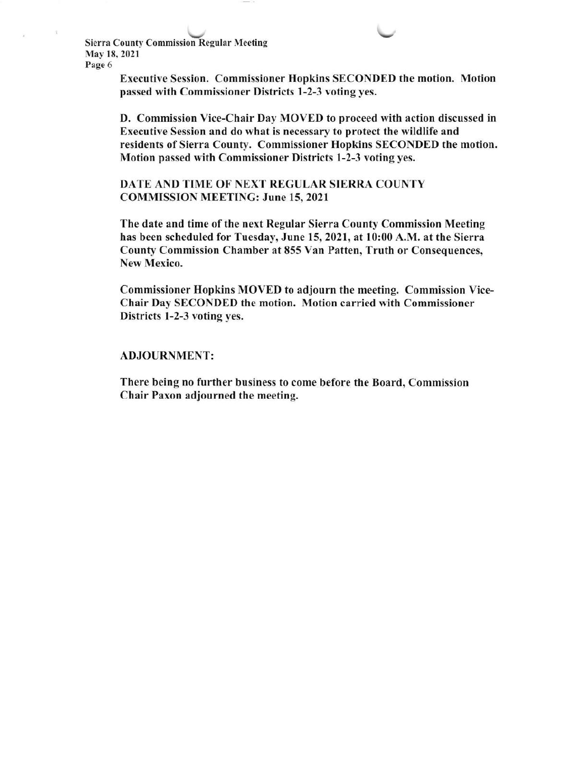**Executive Session. Commissioner Hopkins SECONDED the motion. Motion passed with Commissioner Districts 1-2-3 voting yes.**

**D. Commission Vice-Chair Day MOVED to proceed with action discussed in Executive Session and do what is necessary to protect the wildlife and residents of Sierra County. Commissioner Hopkins SECONDED the motion. Motion passed with Commissioner Districts 1-2-3 voting yes.**

## DATE AND TIME OF NEXT REGULAR SIERRA COUNTY COMMISSION MEETING: June 15, 2021

**The date and time of the next Regular Sierra County Commission Meeting has been scheduled for Tuesday, June 15, 2021, at 10:00 A.M. at the Sierra County Commission Chamber at 855 Van Patten, Truth or Consequences, New Mexico.**

**Commissioner Hopkins MOVED to adjourn the meeting. Commission Vice-Chair Day SECONDED the motion. Motion carried with Commissioner Districts 1-2-3 voting yes.**

## ADJOURNMENT:

**There being no further business to come before the Board, Commission Chair Paxon adjourned the meeting.**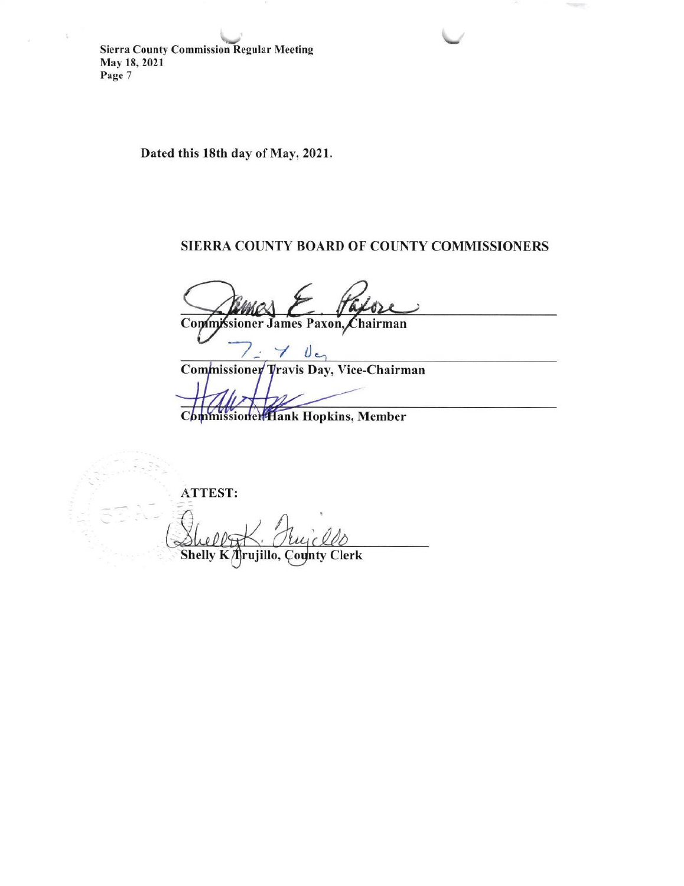Dated this 18th day of May, 2021.

**SIERRA COUNTY BOARD OF COUNTY COMMISSIONERS**

Commissioner James Paxon, Chairman

Commissioner Travis Day, Vice-Chairman

Commissioner Hank Hopkins, Member

ATTEST:

Shelly K Trujillo, County Clerk